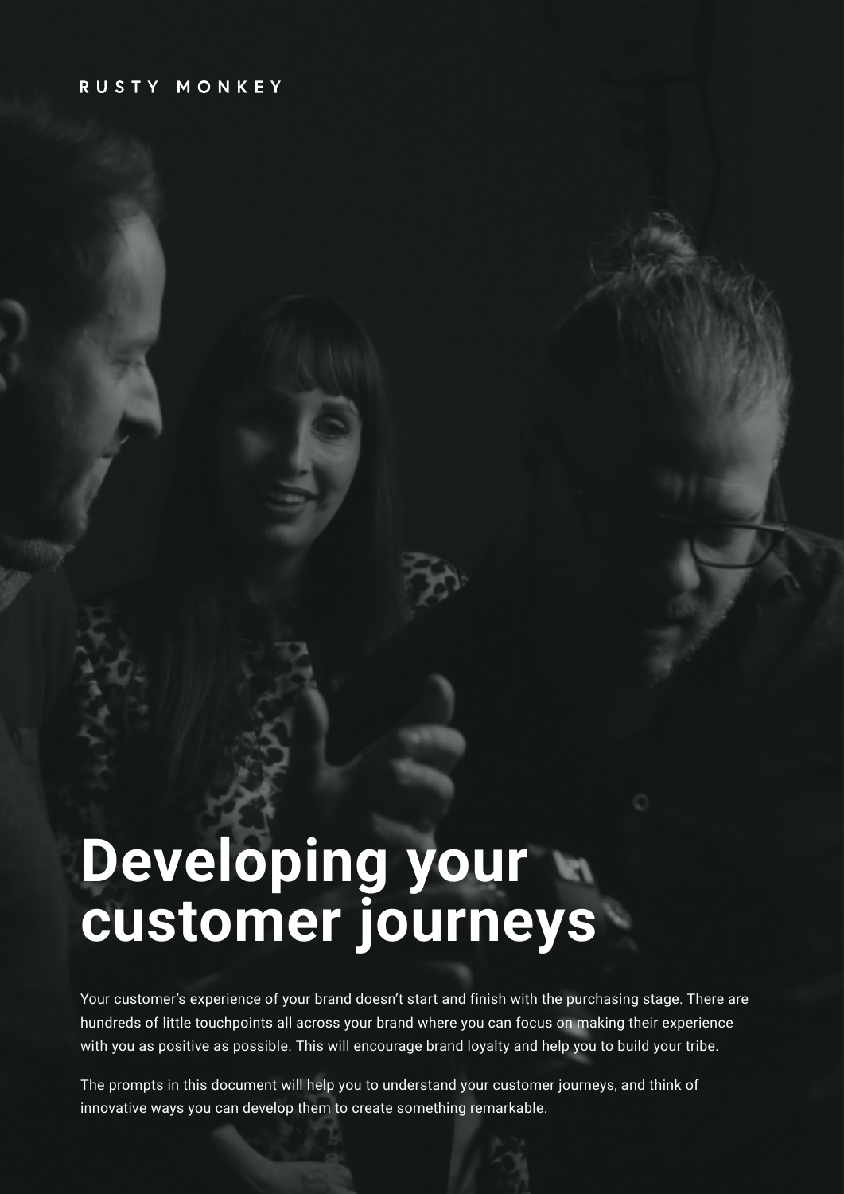RUSTY MONKEY

# Developing your customer journeys

Your customer's experience of your brand doesn't start and finish with the purchasing stage. There are hundreds of little touchpoints all across your brand where you can focus on making their experience with you as positive as possible. This will encourage brand loyalty and help you to build your tribe.

The prompts in this document will help you to understand your customer journeys, and think of innovative ways you can develop them to create something remarkable.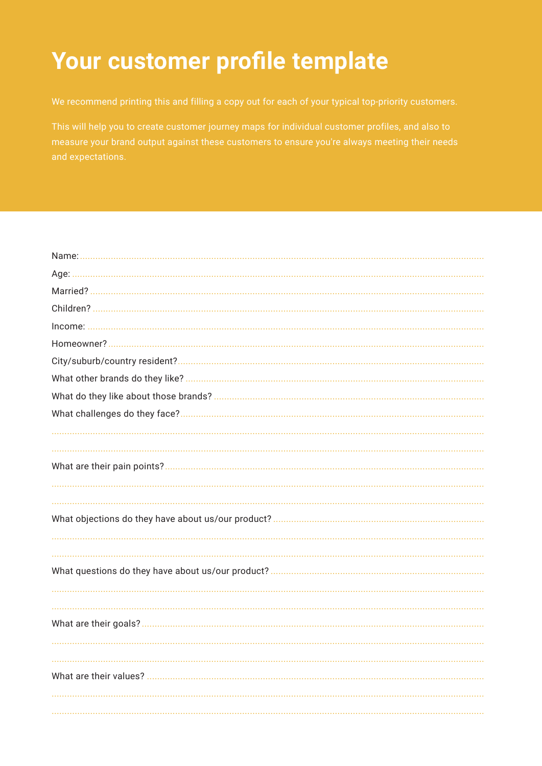# Your customer profile template

We recommend printing this and filling a copy out for each of your typical top-priority customers.

This will help you to create customer journey maps for individual customer profiles, and also to measure your brand output against these customers to ensure you're always meeting their needs and expectations.

Name: ..............................................................................................................

Age: ..............................................................................................................

Married? ..............................................................................................................

Children? ..............................................................................................................

Income: ..............................................................................................................

Homeowner? ..............................................................................................................

City/suburb/country resident? ..............................................................................................................

What other brands do they like? ..............................................................................................................

What do they like about those brands? ..............................................................................................................

What challenges do they face? ..............................................................................................................

..............................................................................................................

..............................................................................................................

What are their pain points? ..............................................................................................................

..............................................................................................................

..............................................................................................................

What objections do they have about us/our product? ..............................................................................................................

..............................................................................................................

..............................................................................................................

What questions do they have about us/our product? ..............................................................................................................

..............................................................................................................

..............................................................................................................

What are their goals? ..............................................................................................................

..............................................................................................................

..............................................................................................................

What are their values? ..............................................................................................................

..............................................................................................................

..............................................................................................................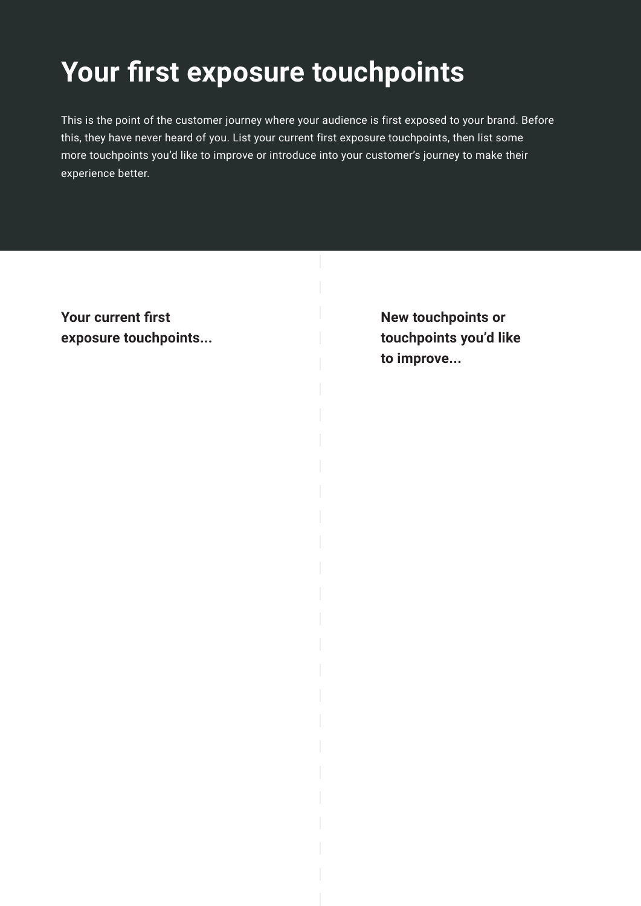# Your first exposure touchpoints

This is the point of the customer journey where your audience is first exposed to your brand. Before this, they have never heard of you. List your current first exposure touchpoints, then list some more touchpoints you'd like to improve or introduce into your customer's journey to make their experience better.

**Your current first exposure touchpoints...**

**New touchpoints or touchpoints you'd like to improve...**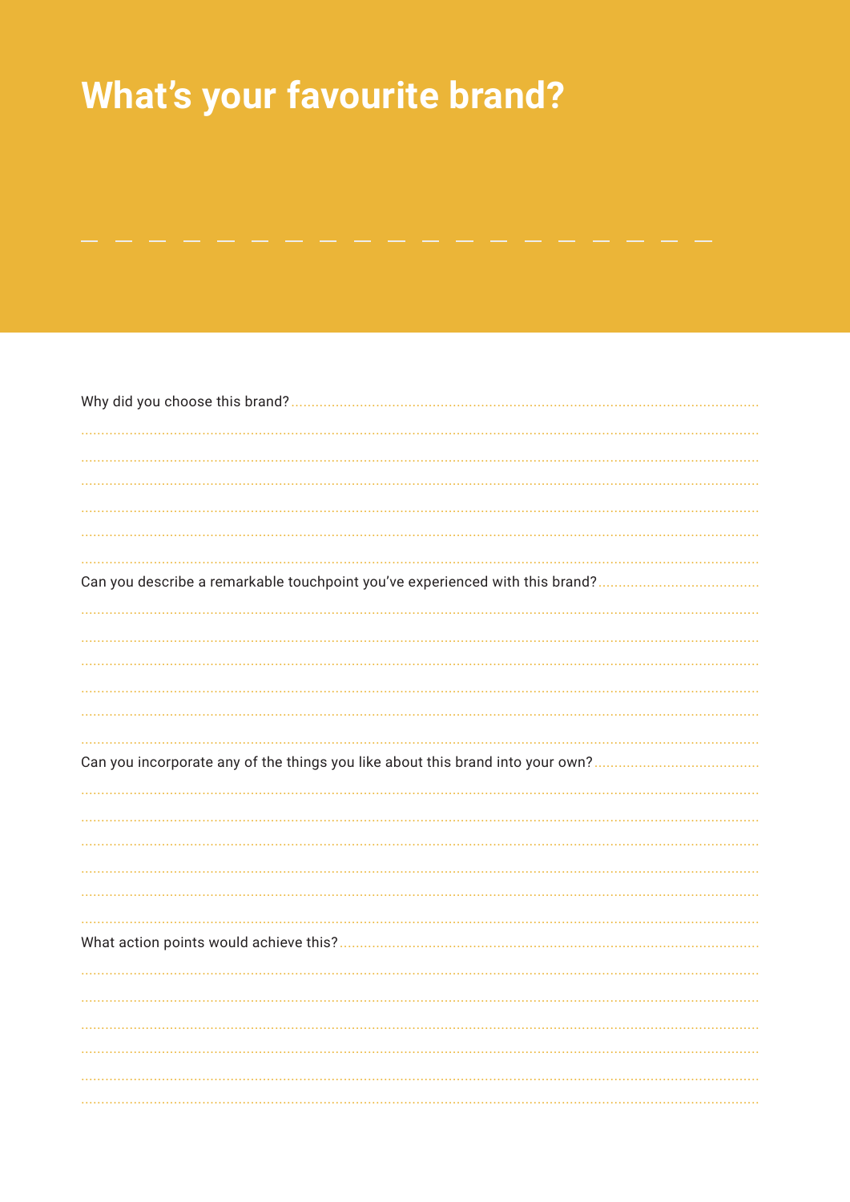# What's your favourite brand?

Why did you choose this brand?

Can you describe a remarkable touchpoint you've experienced with this brand?

Can you incorporate any of the things you like about this brand into your own?

What action points would achieve this?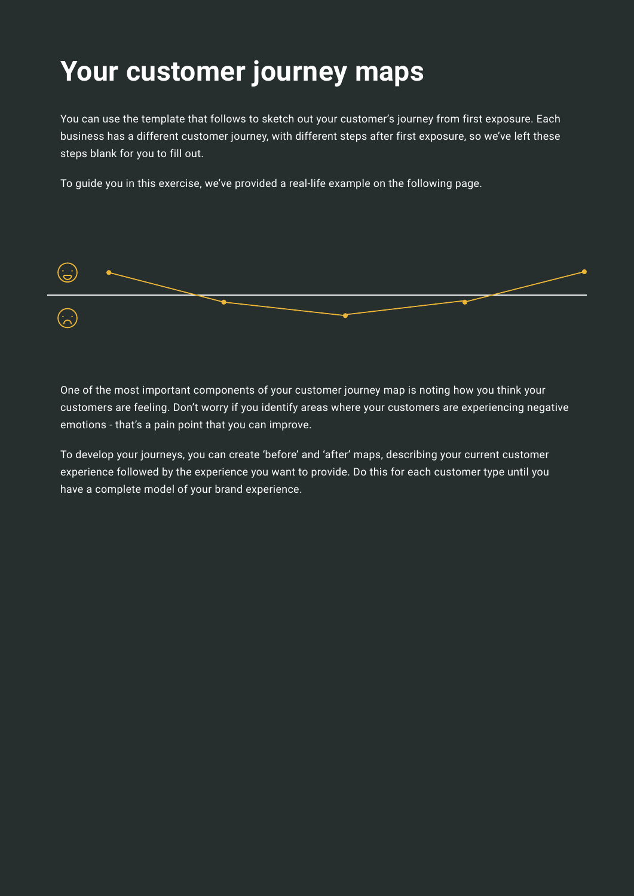# Your customer journey maps

You can use the template that follows to sketch out your customer's journey from first exposure. Each business has a different customer journey, with different steps after first exposure, so we've left these steps blank for you to fill out.

To guide you in this exercise, we've provided a real-life example on the following page.

One of the most important components of your customer journey map is noting how you think your customers are feeling. Don't worry if you identify areas where your customers are experiencing negative emotions - that's a pain point that you can improve.

To develop your journeys, you can create 'before' and 'after' maps, describing your current customer experience followed by the experience you want to provide. Do this for each customer type until you have a complete model of your brand experience.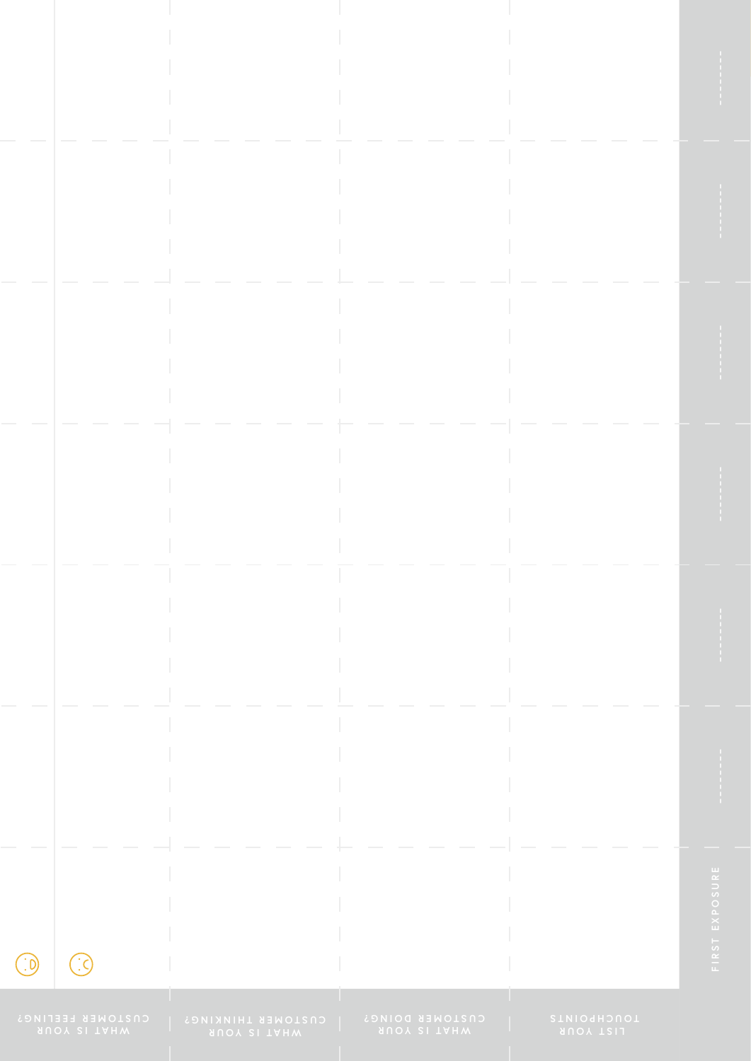| LIST YOUR TOUCHPOINTS | WHAT IS YOUR CUSTOMER DOING? | WHAT IS YOUR CUSTOMER THINKING? | WHAT IS YOUR CUSTOMER FEELING? |
|---|---|---|---|
| FIRST EXPOSURE | | | |
| | | | |
| | | | |
| | | | |
| | | | |
| | | | |
| | | | |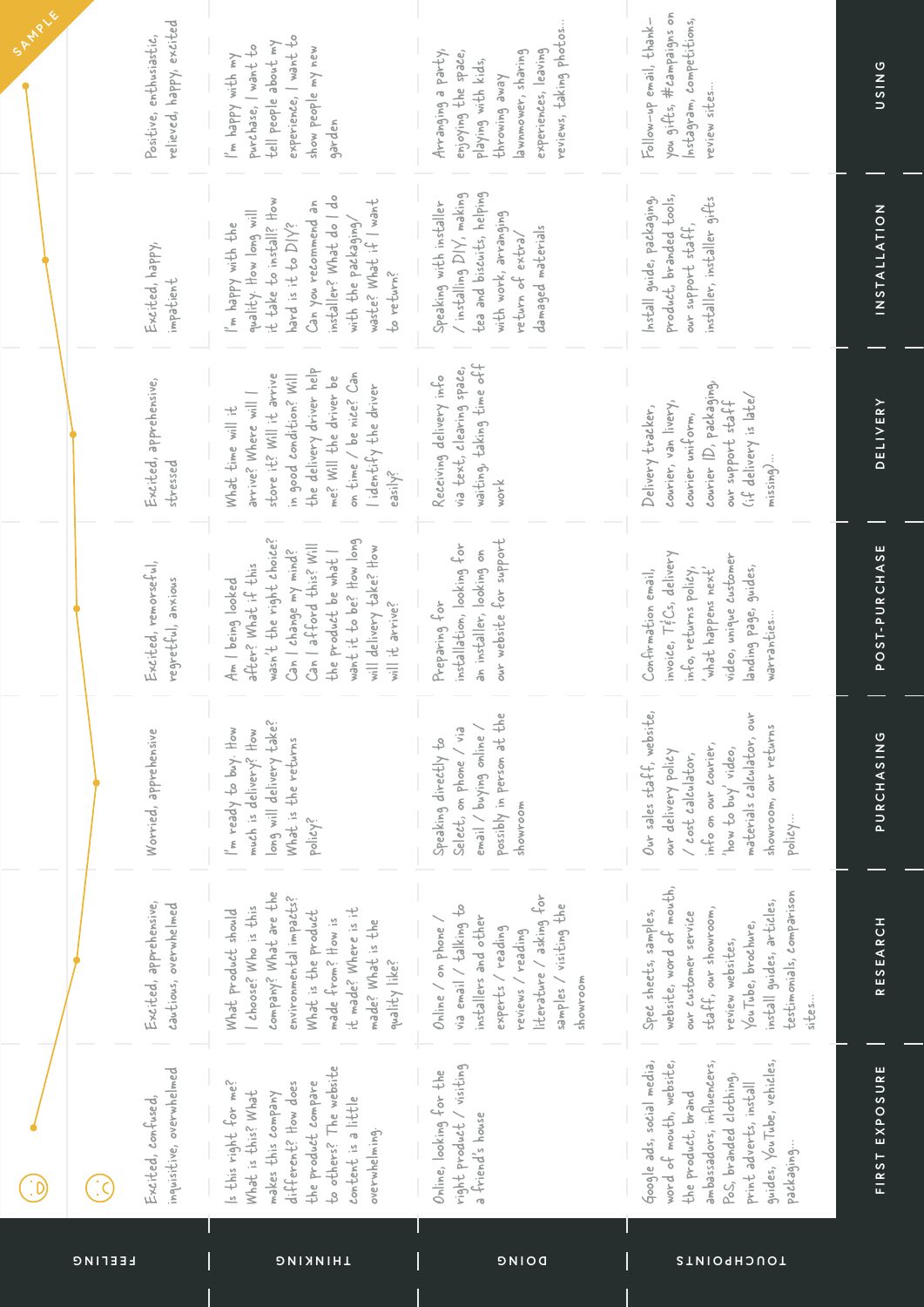SAMPLE

| | FIRST EXPOSURE | RESEARCH | PURCHASING | POST-PURCHASE | DELIVERY | INSTALLATION | USING |
|---|---|---|---|---|---|---|---|
| FEELING | Excited, confused, inquisitive, overwhelmed | Excited, apprehensive, cautious, overwhelmed | Worried, apprehensive | Excited, remorseful, regretful, anxious | Excited, apprehensive, stressed | Excited, happy, impatient | Positive, enthusiastic, relieved, happy, excited |
| THINKING | Is this right for me? What is this? What makes this company different? How does the product compare to others? The website content is a little overwhelming. | What product should I choose? Who is this company? What are the environmental impacts? What is the product made from? How is it made? Where is it made? What is the quality like? | I'm ready to buy. How much is delivery? How long will delivery take? What is the returns policy? | Am I being looked after? What if this wasn't the right choice? Can I change my mind? Can I afford this? Will the product be what I want it to be? How long will delivery take? How will it arrive? | What time will it arrive? Where will I store it? Will it arrive in good condition? Will the delivery driver help me? Will the driver be on time / be nice? Can I identify the driver easily? | I'm happy with the quality. How long will it take to install? How hard is it to DIY? Can you recommend an installer? What do I do with the packaging/waste? What if I want to return? | I'm happy with my purchase, I want to tell people about my experience, I want to show people my new garden |
| DOING | Online, looking for the right product / visiting a friend's house | Online / on phone / via email / talking to installers and other experts / reading reviews / reading literature / asking for samples / visiting the showroom | Speaking directly to Select, on phone / via email / buying online / possibly in person at the showroom | Preparing for installation, looking for an installer, looking on our website for support | Receiving delivery info via text, clearing space, waiting, taking time off work | Speaking with installer / installing DIY, making tea and biscuits, helping with work, arranging return of extra/damaged materials | Arranging a party, enjoying the space, playing with kids, throwing away lawnmower, sharing experiences, leaving reviews, taking photos... |
| TOUCHPOINTS | Google ads, social media, word of mouth, website, the product, brand ambassadors, influencers, PoS, branded clothing, print adverts, install guides, YouTube, vehicles, packaging... | Spec sheets, samples, website, word of mouth, our customer service staff, our showroom, review websites, YouTube, brochure, install guides, articles, testimonials, comparison sites... | Our sales staff, website, our delivery policy / cost calculator, info on our courier, 'how to buy' video, materials calculator, our showroom, our returns policy... | Confirmation email, invoice, T&Cs, delivery info, returns policy, 'what happens next' video, unique customer landing page, guides, warranties... | Delivery tracker, courier, van livery, courier uniform, courier ID, packaging, our support staff (if delivery is late/missing)... | Install guide, packaging, product, branded tools, our support staff, installer, installer gifts | Follow-up email, thank-you gifts, #campaigns on Instagram, competitions, review sites... |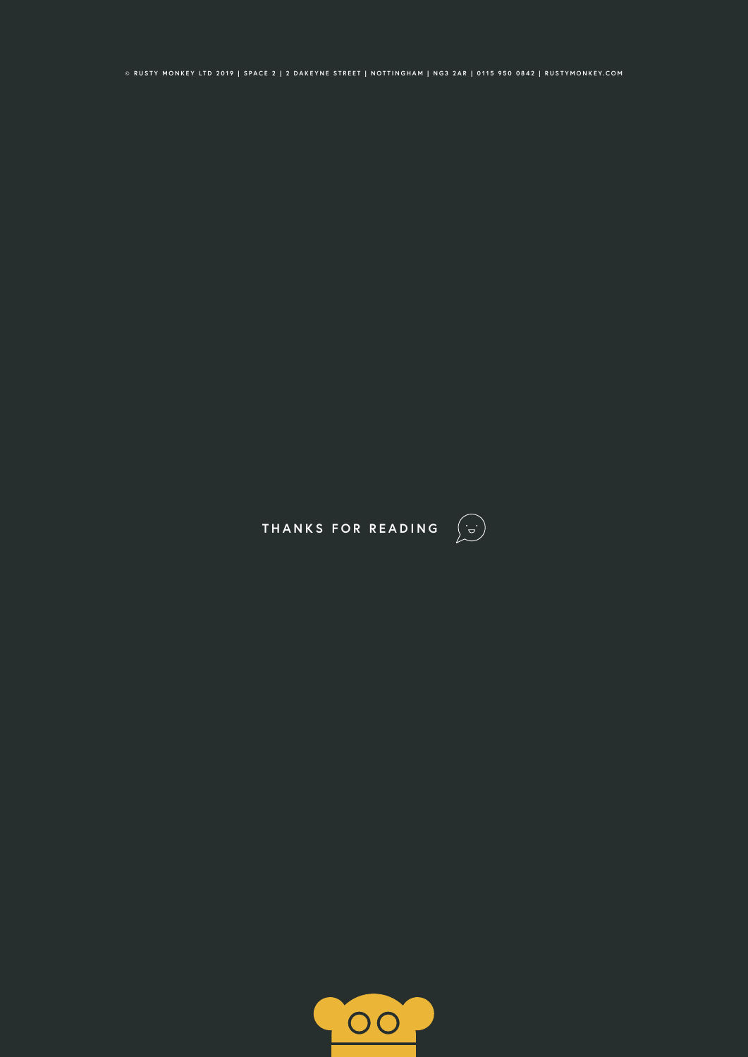© RUSTY MONKEY LTD 2019 | SPACE 2 | 2 DAKEYNE STREET | NOTTINGHAM | NG3 2AR | 0115 950 0842 | RUSTYMONKEY.COM

THANKS FOR READING